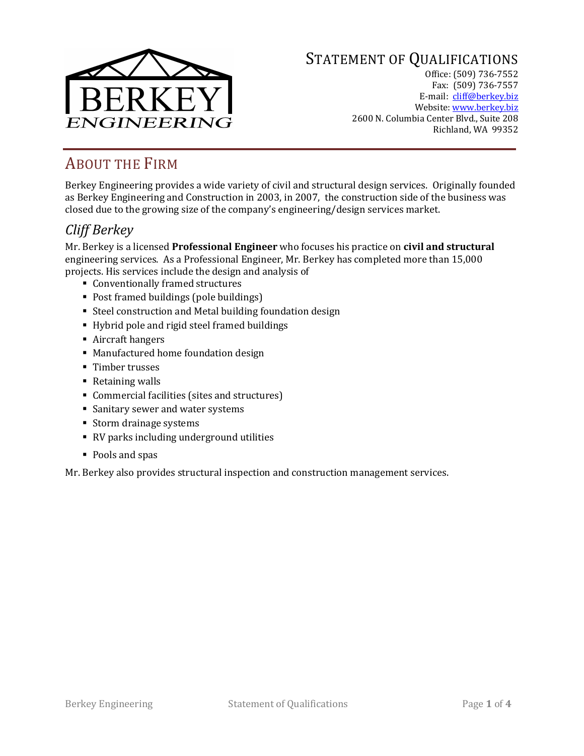BERKEY ENGINEERING

# Statement of Qualifications

Office: (509) 736-7552
Fax: (509) 736-7557
E-mail: cliff@berkey.biz
Website: www.berkey.biz
2600 N. Columbia Center Blvd., Suite 208
Richland, WA 99352

## About the Firm

Berkey Engineering provides a wide variety of civil and structural design services. Originally founded as Berkey Engineering and Construction in 2003, in 2007, the construction side of the business was closed due to the growing size of the company's engineering/design services market.

### *Cliff Berkey*

Mr. Berkey is a licensed **Professional Engineer** who focuses his practice on **civil and structural** engineering services. As a Professional Engineer, Mr. Berkey has completed more than 15,000 projects. His services include the design and analysis of

- Conventionally framed structures
- Post framed buildings (pole buildings)
- Steel construction and Metal building foundation design
- Hybrid pole and rigid steel framed buildings
- Aircraft hangers
- Manufactured home foundation design
- Timber trusses
- Retaining walls
- Commercial facilities (sites and structures)
- Sanitary sewer and water systems
- Storm drainage systems
- RV parks including underground utilities
- Pools and spas

Mr. Berkey also provides structural inspection and construction management services.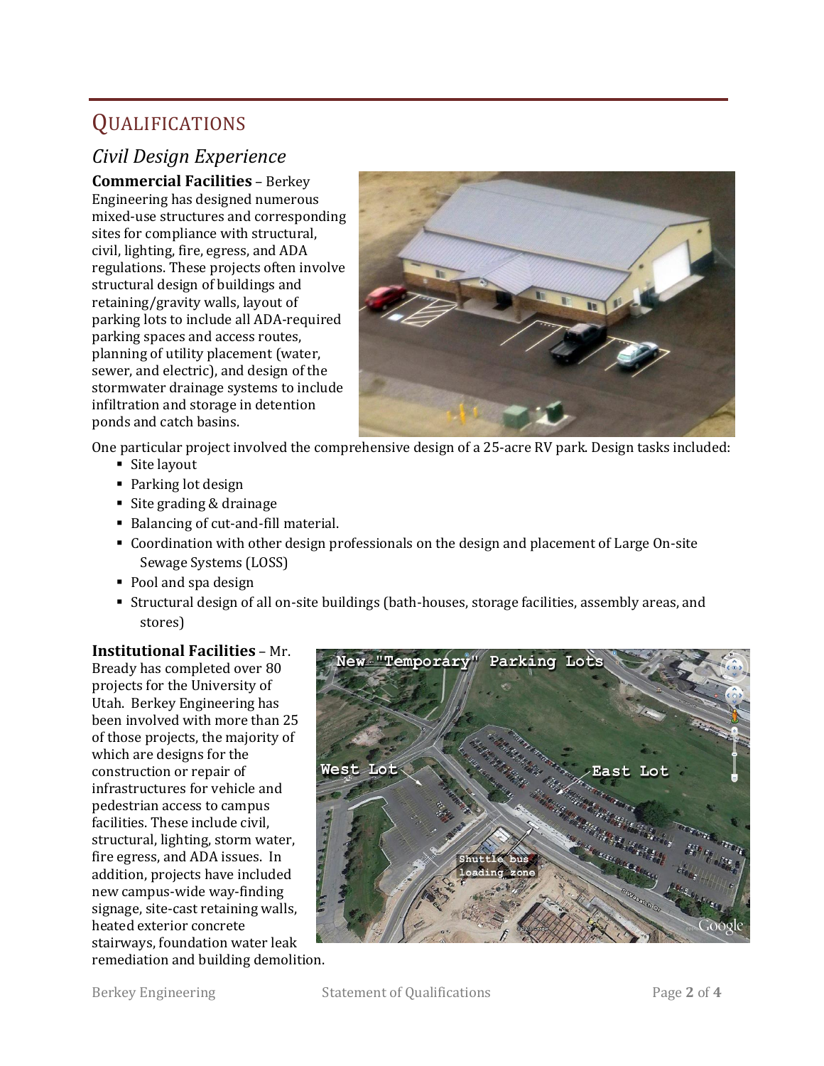# Qualifications

## *Civil Design Experience*

**Commercial Facilities** – Berkey Engineering has designed numerous mixed-use structures and corresponding sites for compliance with structural, civil, lighting, fire, egress, and ADA regulations. These projects often involve structural design of buildings and retaining/gravity walls, layout of parking lots to include all ADA-required parking spaces and access routes, planning of utility placement (water, sewer, and electric), and design of the stormwater drainage systems to include infiltration and storage in detention ponds and catch basins.

One particular project involved the comprehensive design of a 25-acre RV park. Design tasks included:

- Site layout
- Parking lot design
- Site grading & drainage
- Balancing of cut-and-fill material.
- Coordination with other design professionals on the design and placement of Large On-site Sewage Systems (LOSS)
- Pool and spa design
- Structural design of all on-site buildings (bath-houses, storage facilities, assembly areas, and stores)

**Institutional Facilities** – Mr. Bready has completed over 80 projects for the University of Utah. Berkey Engineering has been involved with more than 25 of those projects, the majority of which are designs for the construction or repair of infrastructures for vehicle and pedestrian access to campus facilities. These include civil, structural, lighting, storm water, fire egress, and ADA issues. In addition, projects have included new campus-wide way-finding signage, site-cast retaining walls, heated exterior concrete stairways, foundation water leak remediation and building demolition.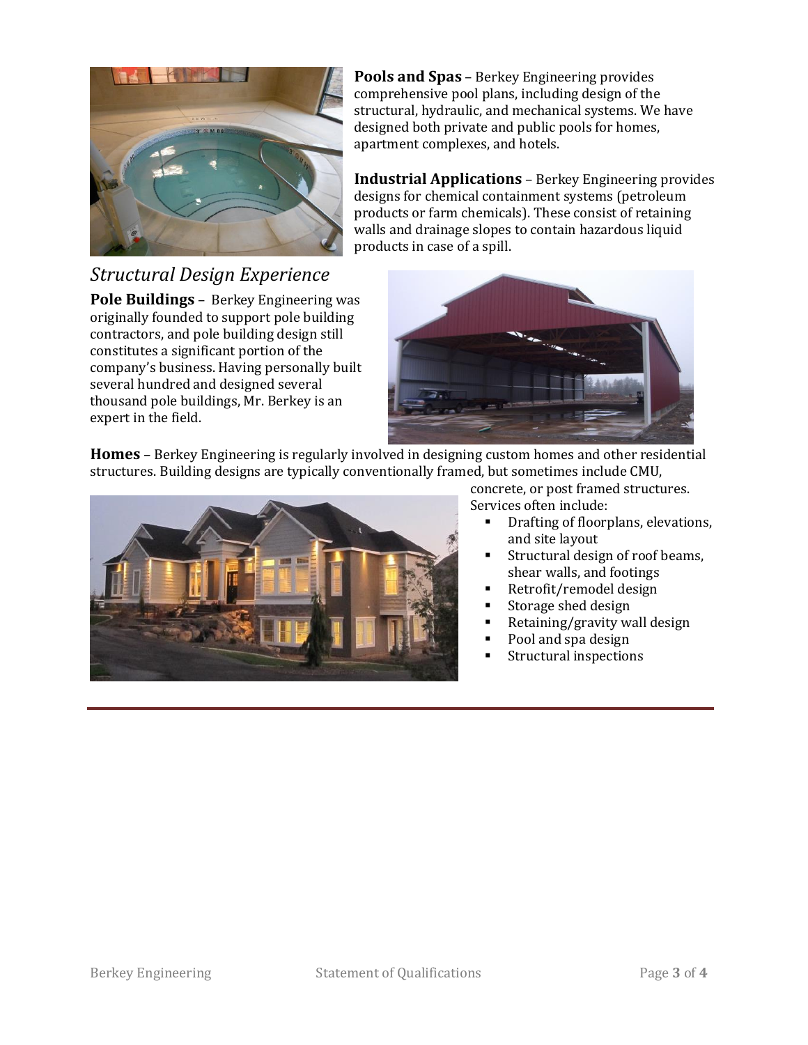**Pools and Spas** – Berkey Engineering provides comprehensive pool plans, including design of the structural, hydraulic, and mechanical systems. We have designed both private and public pools for homes, apartment complexes, and hotels.

**Industrial Applications** – Berkey Engineering provides designs for chemical containment systems (petroleum products or farm chemicals). These consist of retaining walls and drainage slopes to contain hazardous liquid products in case of a spill.

## *Structural Design Experience*

**Pole Buildings** – Berkey Engineering was originally founded to support pole building contractors, and pole building design still constitutes a significant portion of the company's business. Having personally built several hundred and designed several thousand pole buildings, Mr. Berkey is an expert in the field.

**Homes** – Berkey Engineering is regularly involved in designing custom homes and other residential structures. Building designs are typically conventionally framed, but sometimes include CMU, concrete, or post framed structures. Services often include:

- Drafting of floorplans, elevations, and site layout
- Structural design of roof beams, shear walls, and footings
- Retrofit/remodel design
- Storage shed design
- Retaining/gravity wall design
- Pool and spa design
- Structural inspections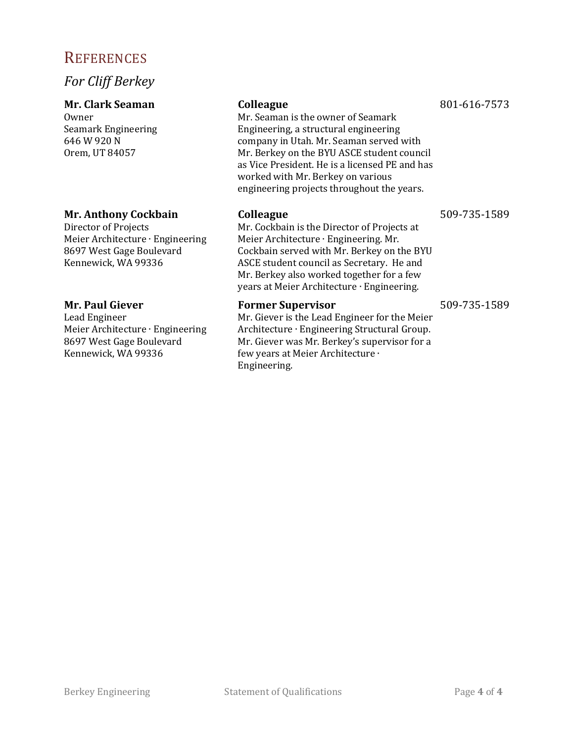# References

## *For Cliff Berkey*

**Mr. Clark Seaman**
Owner
Seamark Engineering
646 W 920 N
Orem, UT 84057

**Colleague**
Mr. Seaman is the owner of Seamark Engineering, a structural engineering company in Utah. Mr. Seaman served with Mr. Berkey on the BYU ASCE student council as Vice President. He is a licensed PE and has worked with Mr. Berkey on various engineering projects throughout the years.

801-616-7573

**Mr. Anthony Cockbain**
Director of Projects
Meier Architecture · Engineering
8697 West Gage Boulevard
Kennewick, WA 99336

**Colleague**
Mr. Cockbain is the Director of Projects at Meier Architecture · Engineering. Mr. Cockbain served with Mr. Berkey on the BYU ASCE student council as Secretary. He and Mr. Berkey also worked together for a few years at Meier Architecture · Engineering.

509-735-1589

**Mr. Paul Giever**
Lead Engineer
Meier Architecture · Engineering
8697 West Gage Boulevard
Kennewick, WA 99336

**Former Supervisor**
Mr. Giever is the Lead Engineer for the Meier Architecture · Engineering Structural Group. Mr. Giever was Mr. Berkey's supervisor for a few years at Meier Architecture · Engineering.

509-735-1589